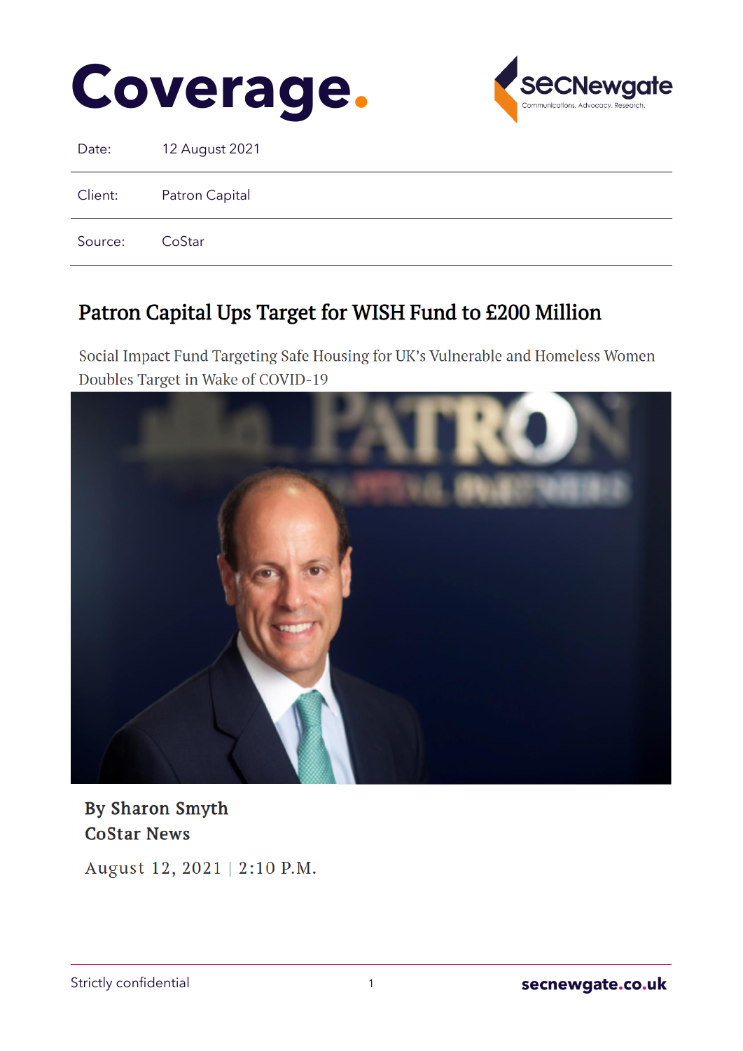# Coverage.

| Date: | 12 August 2021 |
| --- | --- |
| Client: | Patron Capital |
| Source: | CoStar |

## Patron Capital Ups Target for WISH Fund to £200 Million

Social Impact Fund Targeting Safe Housing for UK's Vulnerable and Homeless Women Doubles Target in Wake of COVID-19

**By Sharon Smyth**
**CoStar News**

August 12, 2021 | 2:10 P.M.

Strictly confidential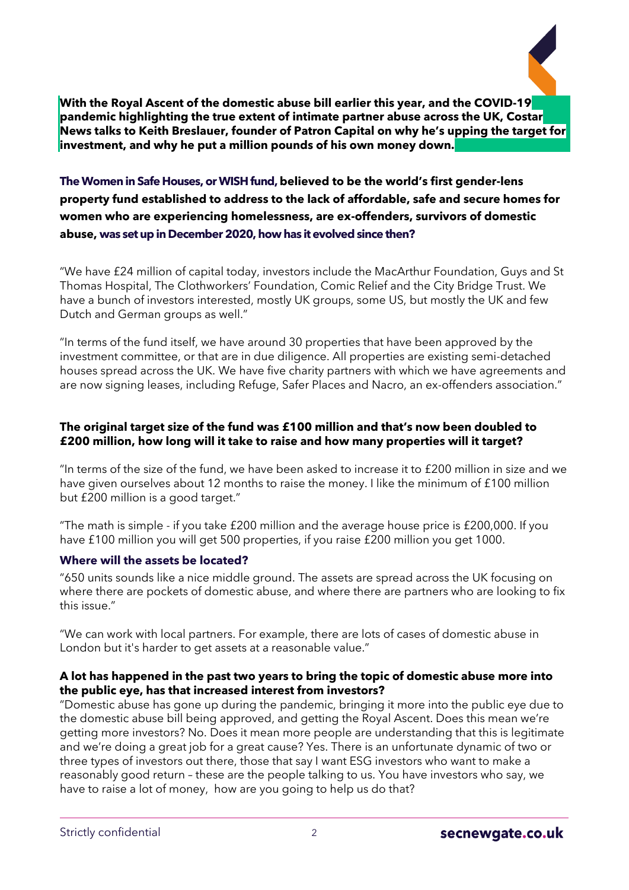**With the Royal Ascent of the domestic abuse bill earlier this year, and the COVID-19 pandemic highlighting the true extent of intimate partner abuse across the UK, Costar News talks to Keith Breslauer, founder of Patron Capital on why he's upping the target for investment, and why he put a million pounds of his own money down.**

**The Women in Safe Houses, or WISH fund, believed to be the world's first gender-lens property fund established to address to the lack of affordable, safe and secure homes for women who are experiencing homelessness, are ex-offenders, survivors of domestic abuse, was set up in December 2020, how has it evolved since then?**

"We have £24 million of capital today, investors include the MacArthur Foundation, Guys and St Thomas Hospital, The Clothworkers' Foundation, Comic Relief and the City Bridge Trust. We have a bunch of investors interested, mostly UK groups, some US, but mostly the UK and few Dutch and German groups as well."

"In terms of the fund itself, we have around 30 properties that have been approved by the investment committee, or that are in due diligence. All properties are existing semi-detached houses spread across the UK. We have five charity partners with which we have agreements and are now signing leases, including Refuge, Safer Places and Nacro, an ex-offenders association."

**The original target size of the fund was £100 million and that's now been doubled to £200 million, how long will it take to raise and how many properties will it target?**

"In terms of the size of the fund, we have been asked to increase it to £200 million in size and we have given ourselves about 12 months to raise the money. I like the minimum of £100 million but £200 million is a good target."

"The math is simple - if you take £200 million and the average house price is £200,000. If you have £100 million you will get 500 properties, if you raise £200 million you get 1000.

**Where will the assets be located?**

"650 units sounds like a nice middle ground. The assets are spread across the UK focusing on where there are pockets of domestic abuse, and where there are partners who are looking to fix this issue."

"We can work with local partners. For example, there are lots of cases of domestic abuse in London but it's harder to get assets at a reasonable value."

**A lot has happened in the past two years to bring the topic of domestic abuse more into the public eye, has that increased interest from investors?**

"Domestic abuse has gone up during the pandemic, bringing it more into the public eye due to the domestic abuse bill being approved, and getting the Royal Ascent. Does this mean we're getting more investors? No. Does it mean more people are understanding that this is legitimate and we're doing a great job for a great cause? Yes. There is an unfortunate dynamic of two or three types of investors out there, those that say I want ESG investors who want to make a reasonably good return – these are the people talking to us. You have investors who say, we have to raise a lot of money, how are you going to help us do that?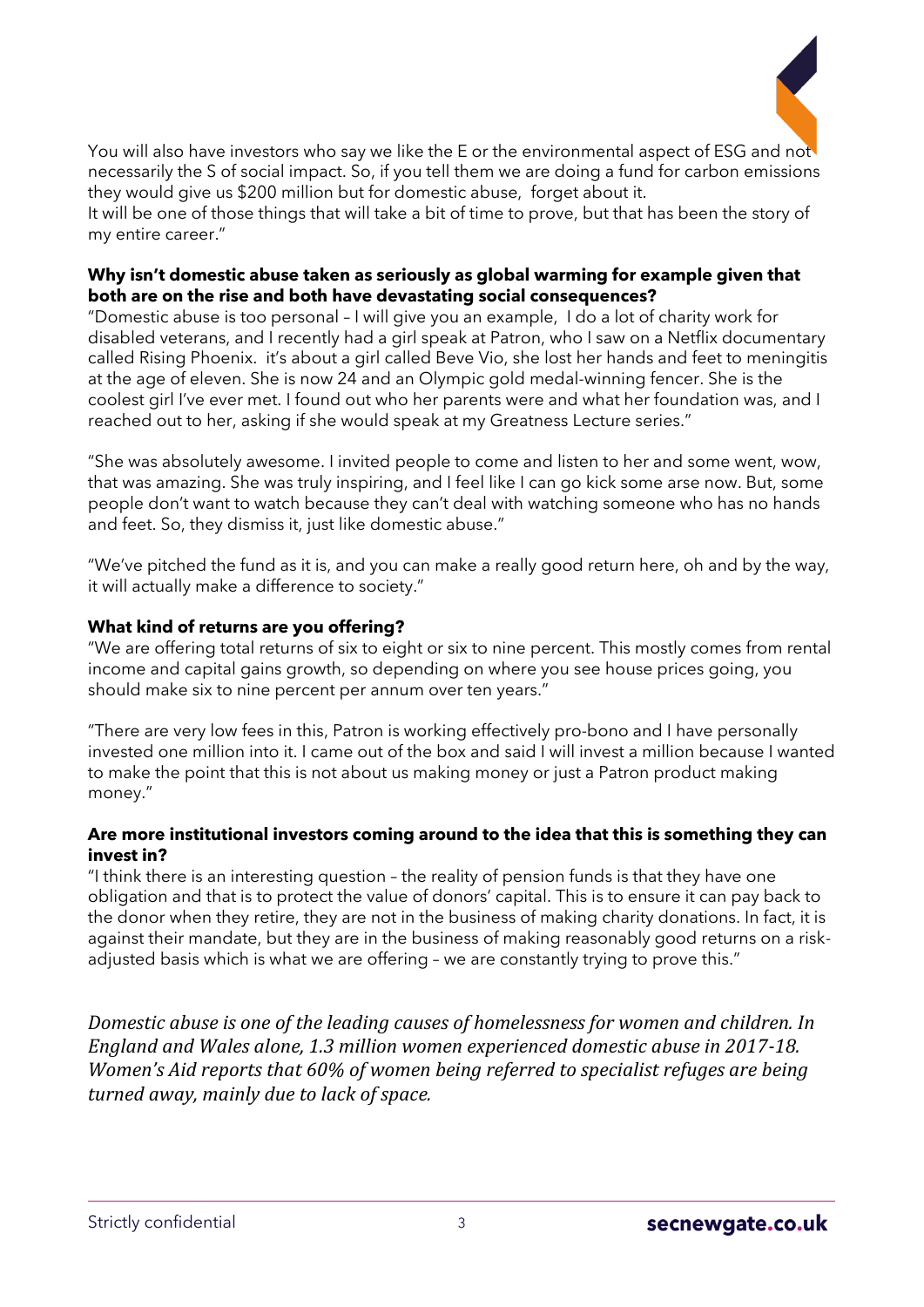You will also have investors who say we like the E or the environmental aspect of ESG and not necessarily the S of social impact. So, if you tell them we are doing a fund for carbon emissions they would give us $200 million but for domestic abuse, forget about it.
It will be one of those things that will take a bit of time to prove, but that has been the story of my entire career."

**Why isn't domestic abuse taken as seriously as global warming for example given that both are on the rise and both have devastating social consequences?**
"Domestic abuse is too personal – I will give you an example, I do a lot of charity work for disabled veterans, and I recently had a girl speak at Patron, who I saw on a Netflix documentary called Rising Phoenix. it's about a girl called Beve Vio, she lost her hands and feet to meningitis at the age of eleven. She is now 24 and an Olympic gold medal-winning fencer. She is the coolest girl I've ever met. I found out who her parents were and what her foundation was, and I reached out to her, asking if she would speak at my Greatness Lecture series."

"She was absolutely awesome. I invited people to come and listen to her and some went, wow, that was amazing. She was truly inspiring, and I feel like I can go kick some arse now. But, some people don't want to watch because they can't deal with watching someone who has no hands and feet. So, they dismiss it, just like domestic abuse."

"We've pitched the fund as it is, and you can make a really good return here, oh and by the way, it will actually make a difference to society."

**What kind of returns are you offering?**
"We are offering total returns of six to eight or six to nine percent. This mostly comes from rental income and capital gains growth, so depending on where you see house prices going, you should make six to nine percent per annum over ten years."

"There are very low fees in this, Patron is working effectively pro-bono and I have personally invested one million into it. I came out of the box and said I will invest a million because I wanted to make the point that this is not about us making money or just a Patron product making money."

**Are more institutional investors coming around to the idea that this is something they can invest in?**
"I think there is an interesting question – the reality of pension funds is that they have one obligation and that is to protect the value of donors' capital. This is to ensure it can pay back to the donor when they retire, they are not in the business of making charity donations. In fact, it is against their mandate, but they are in the business of making reasonably good returns on a risk-adjusted basis which is what we are offering – we are constantly trying to prove this."

*Domestic abuse is one of the leading causes of homelessness for women and children. In England and Wales alone, 1.3 million women experienced domestic abuse in 2017-18. Women's Aid reports that 60% of women being referred to specialist refuges are being turned away, mainly due to lack of space.*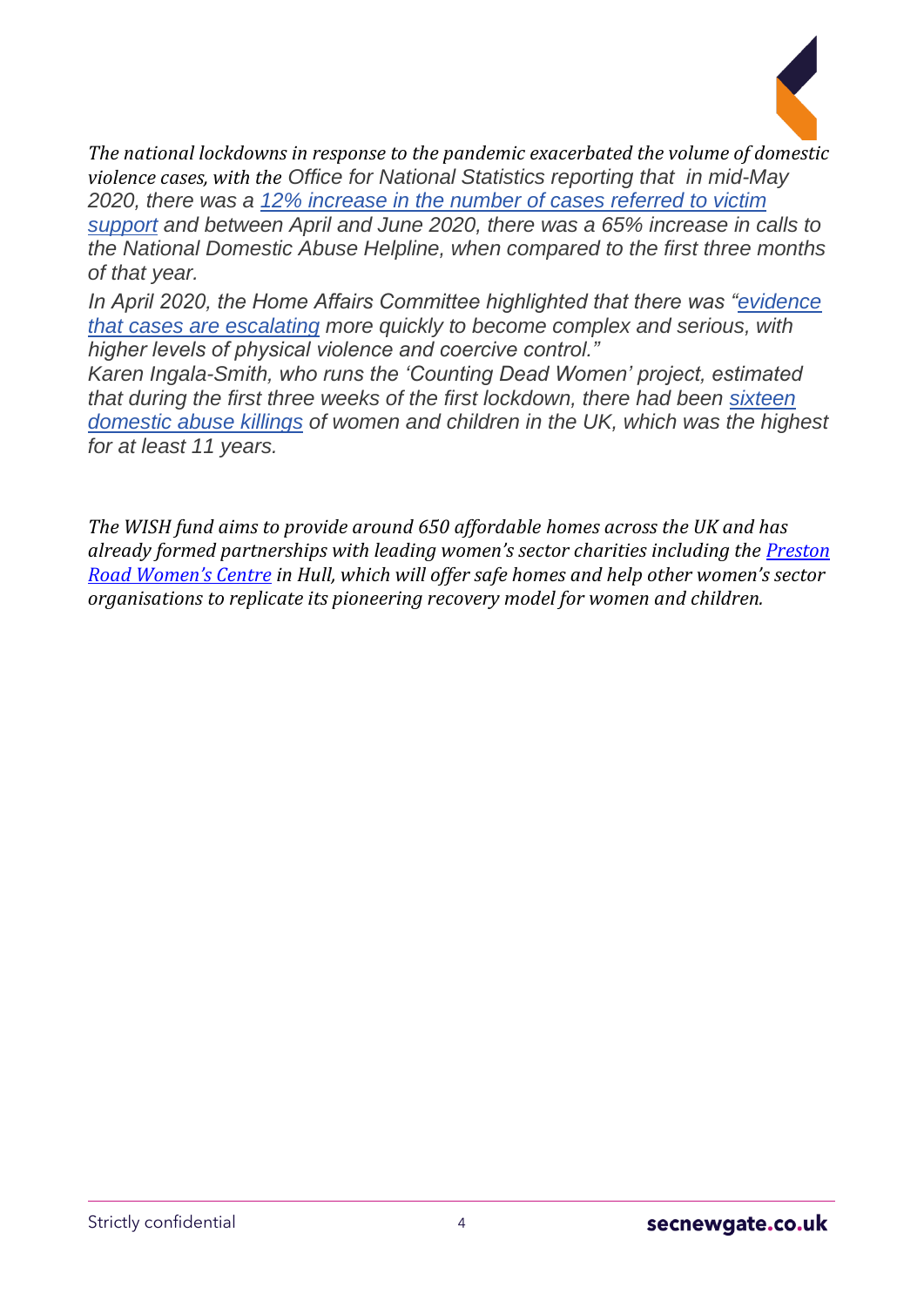*The national lockdowns in response to the pandemic exacerbated the volume of domestic violence cases, with the Office for National Statistics reporting that in mid-May 2020, there was a 12% increase in the number of cases referred to victim support and between April and June 2020, there was a 65% increase in calls to the National Domestic Abuse Helpline, when compared to the first three months of that year.*

*In April 2020, the Home Affairs Committee highlighted that there was "evidence that cases are escalating more quickly to become complex and serious, with higher levels of physical violence and coercive control."*

*Karen Ingala-Smith, who runs the 'Counting Dead Women' project, estimated that during the first three weeks of the first lockdown, there had been sixteen domestic abuse killings of women and children in the UK, which was the highest for at least 11 years.*

*The WISH fund aims to provide around 650 affordable homes across the UK and has already formed partnerships with leading women's sector charities including the Preston Road Women's Centre in Hull, which will offer safe homes and help other women's sector organisations to replicate its pioneering recovery model for women and children.*